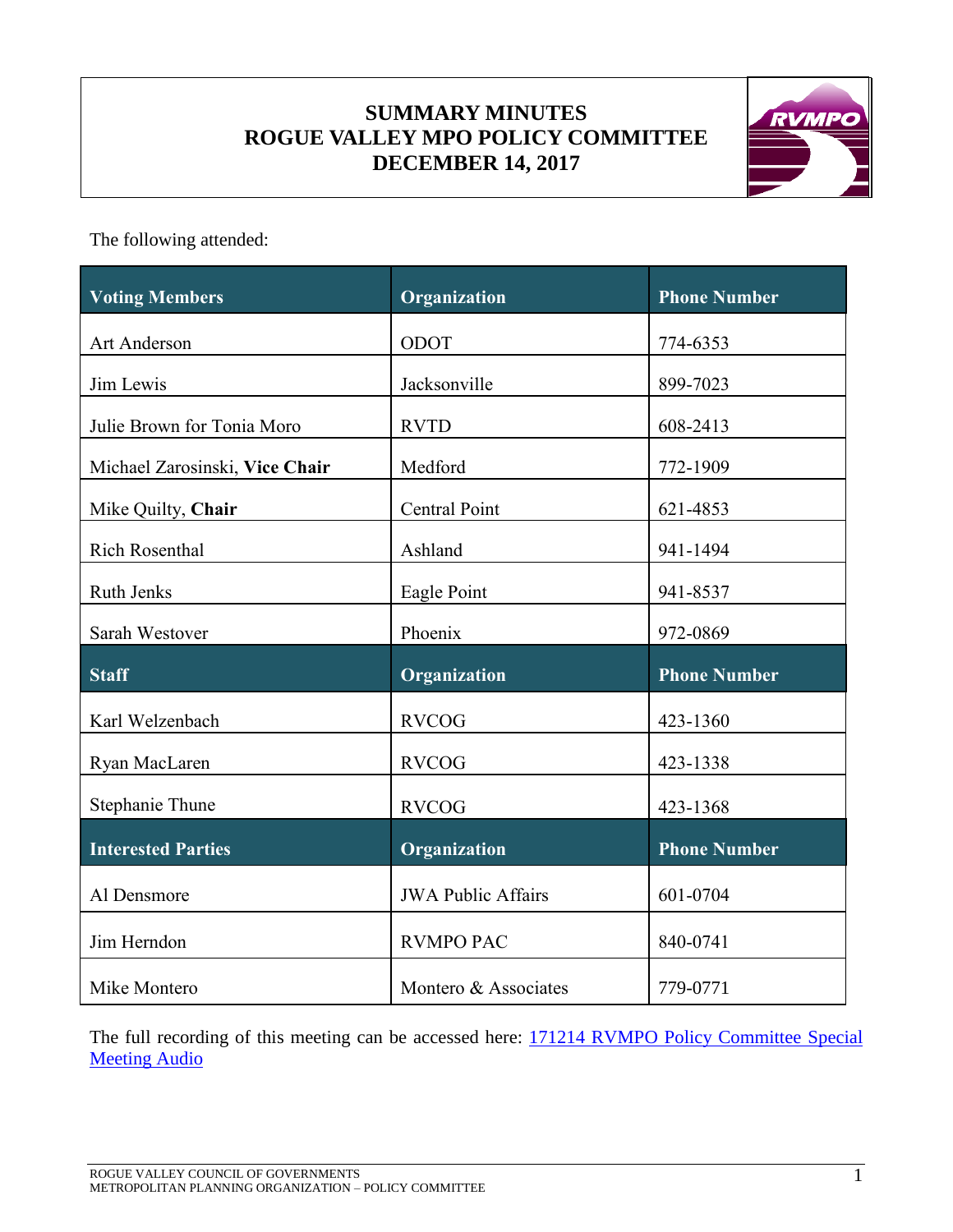# SUMMARY MINUTES
# ROGUE VALLEY MPO POLICY COMMITTEE
# DECEMBER 14, 2017

The following attended:

| Voting Members | Organization | Phone Number |
|---|---|---|
| Art Anderson | ODOT | 774-6353 |
| Jim Lewis | Jacksonville | 899-7023 |
| Julie Brown for Tonia Moro | RVTD | 608-2413 |
| Michael Zarosinski, **Vice Chair** | Medford | 772-1909 |
| Mike Quilty, **Chair** | Central Point | 621-4853 |
| Rich Rosenthal | Ashland | 941-1494 |
| Ruth Jenks | Eagle Point | 941-8537 |
| Sarah Westover | Phoenix | 972-0869 |
| **Staff** | **Organization** | **Phone Number** |
| Karl Welzenbach | RVCOG | 423-1360 |
| Ryan MacLaren | RVCOG | 423-1338 |
| Stephanie Thune | RVCOG | 423-1368 |
| **Interested Parties** | **Organization** | **Phone Number** |
| Al Densmore | JWA Public Affairs | 601-0704 |
| Jim Herndon | RVMPO PAC | 840-0741 |
| Mike Montero | Montero & Associates | 779-0771 |

The full recording of this meeting can be accessed here: [171214 RVMPO Policy Committee Special Meeting Audio]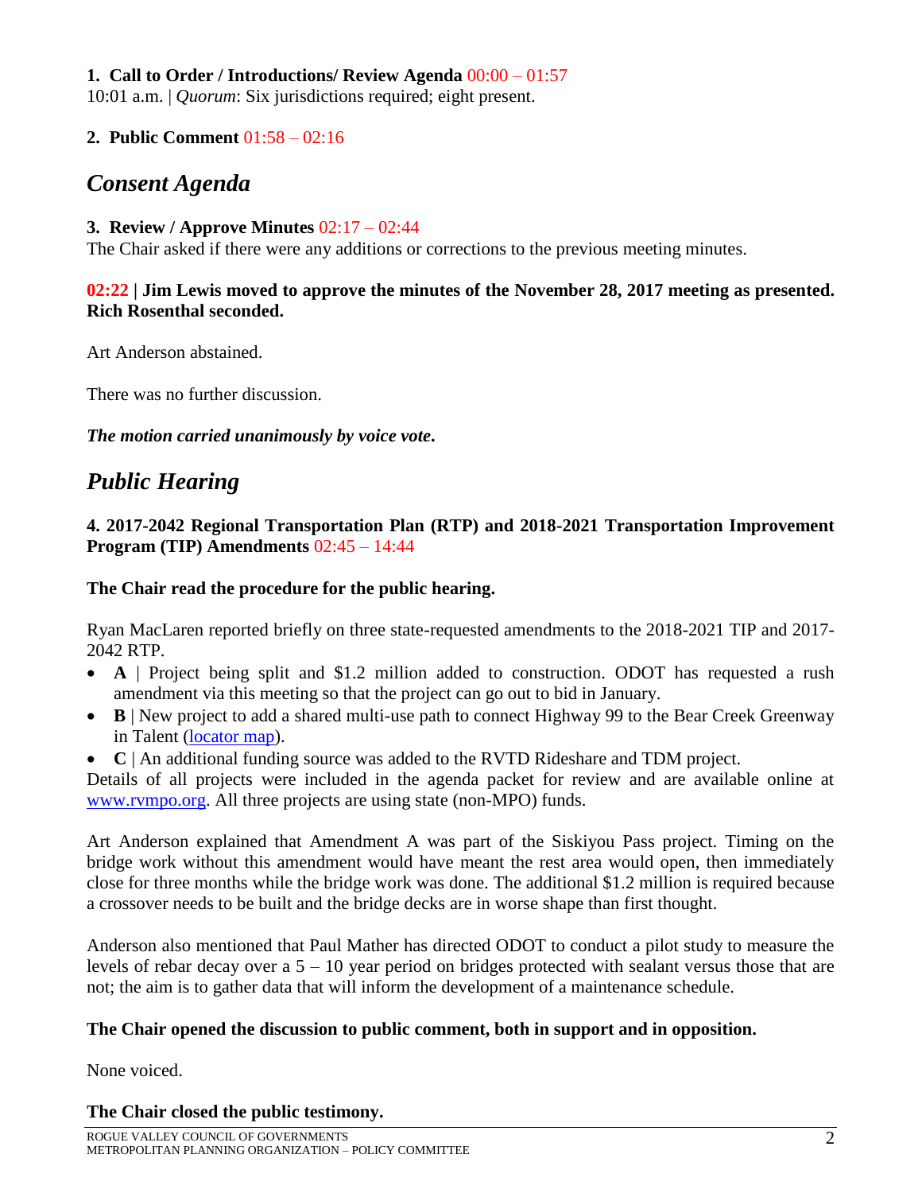**1. Call to Order / Introductions/ Review Agenda** 00:00 – 01:57
10:01 a.m. | *Quorum*: Six jurisdictions required; eight present.

**2. Public Comment** 01:58 – 02:16

## *Consent Agenda*

**3. Review / Approve Minutes** 02:17 – 02:44
The Chair asked if there were any additions or corrections to the previous meeting minutes.

**02:22 | Jim Lewis moved to approve the minutes of the November 28, 2017 meeting as presented. Rich Rosenthal seconded.**

Art Anderson abstained.

There was no further discussion.

***The motion carried unanimously by voice vote.***

## *Public Hearing*

**4. 2017-2042 Regional Transportation Plan (RTP) and 2018-2021 Transportation Improvement Program (TIP) Amendments** 02:45 – 14:44

**The Chair read the procedure for the public hearing.**

Ryan MacLaren reported briefly on three state-requested amendments to the 2018-2021 TIP and 2017-2042 RTP.

- **A** | Project being split and $1.2 million added to construction. ODOT has requested a rush amendment via this meeting so that the project can go out to bid in January.
- **B** | New project to add a shared multi-use path to connect Highway 99 to the Bear Creek Greenway in Talent (locator map).
- **C** | An additional funding source was added to the RVTD Rideshare and TDM project.

Details of all projects were included in the agenda packet for review and are available online at www.rvmpo.org. All three projects are using state (non-MPO) funds.

Art Anderson explained that Amendment A was part of the Siskiyou Pass project. Timing on the bridge work without this amendment would have meant the rest area would open, then immediately close for three months while the bridge work was done. The additional $1.2 million is required because a crossover needs to be built and the bridge decks are in worse shape than first thought.

Anderson also mentioned that Paul Mather has directed ODOT to conduct a pilot study to measure the levels of rebar decay over a 5 – 10 year period on bridges protected with sealant versus those that are not; the aim is to gather data that will inform the development of a maintenance schedule.

**The Chair opened the discussion to public comment, both in support and in opposition.**

None voiced.

**The Chair closed the public testimony.**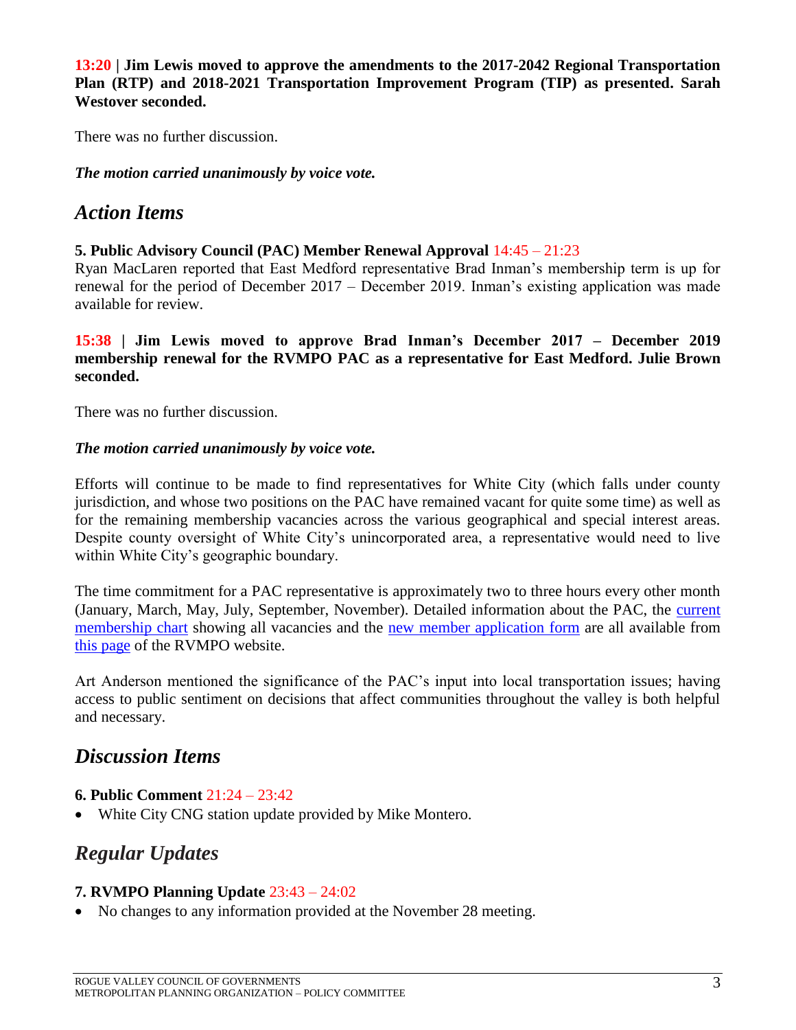**13:20 | Jim Lewis moved to approve the amendments to the 2017-2042 Regional Transportation Plan (RTP) and 2018-2021 Transportation Improvement Program (TIP) as presented. Sarah Westover seconded.**

There was no further discussion.

***The motion carried unanimously by voice vote.***

## *Action Items*

**5. Public Advisory Council (PAC) Member Renewal Approval** 14:45 – 21:23

Ryan MacLaren reported that East Medford representative Brad Inman's membership term is up for renewal for the period of December 2017 – December 2019. Inman's existing application was made available for review.

**15:38 | Jim Lewis moved to approve Brad Inman's December 2017 – December 2019 membership renewal for the RVMPO PAC as a representative for East Medford. Julie Brown seconded.**

There was no further discussion.

***The motion carried unanimously by voice vote.***

Efforts will continue to be made to find representatives for White City (which falls under county jurisdiction, and whose two positions on the PAC have remained vacant for quite some time) as well as for the remaining membership vacancies across the various geographical and special interest areas. Despite county oversight of White City's unincorporated area, a representative would need to live within White City's geographic boundary.

The time commitment for a PAC representative is approximately two to three hours every other month (January, March, May, July, September, November). Detailed information about the PAC, the current membership chart showing all vacancies and the new member application form are all available from this page of the RVMPO website.

Art Anderson mentioned the significance of the PAC's input into local transportation issues; having access to public sentiment on decisions that affect communities throughout the valley is both helpful and necessary.

## *Discussion Items*

**6. Public Comment** 21:24 – 23:42

- White City CNG station update provided by Mike Montero.

## *Regular Updates*

**7. RVMPO Planning Update** 23:43 – 24:02

- No changes to any information provided at the November 28 meeting.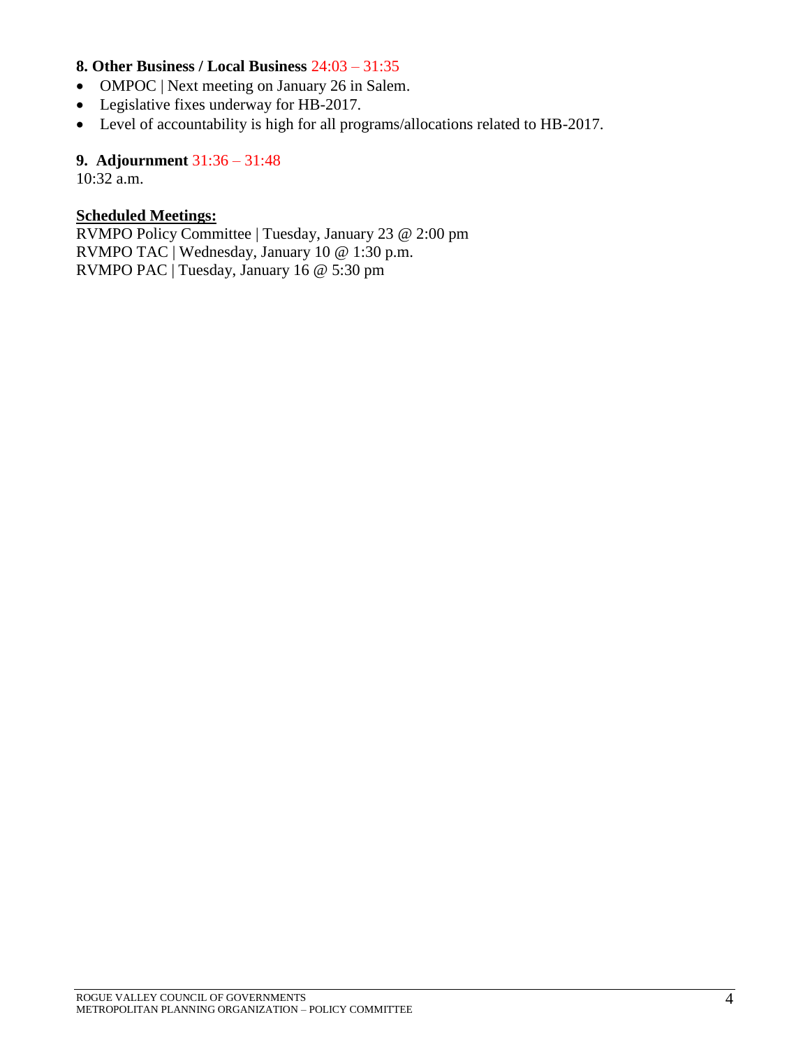**8. Other Business / Local Business** 24:03 – 31:35

- OMPOC | Next meeting on January 26 in Salem.
- Legislative fixes underway for HB-2017.
- Level of accountability is high for all programs/allocations related to HB-2017.

**9. Adjournment** 31:36 – 31:48

10:32 a.m.

**Scheduled Meetings:**

RVMPO Policy Committee | Tuesday, January 23 @ 2:00 pm
RVMPO TAC | Wednesday, January 10 @ 1:30 p.m.
RVMPO PAC | Tuesday, January 16 @ 5:30 pm